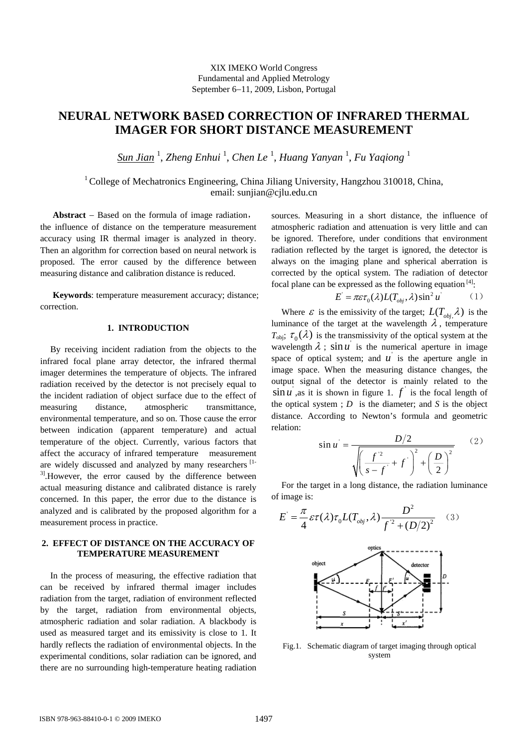XIX IMEKO World Congress
Fundamental and Applied Metrology
September 6−11, 2009, Lisbon, Portugal

# NEURAL NETWORK BASED CORRECTION OF INFRARED THERMAL IMAGER FOR SHORT DISTANCE MEASUREMENT

*Sun Jian* [1], *Zheng Enhui* [1], *Chen Le* [1], *Huang Yanyan* [1], *Fu Yaqiong* [1]

[1] College of Mechatronics Engineering, China Jiliang University, Hangzhou 310018, China, email: sunjian@cjlu.edu.cn

**Abstract** − Based on the formula of image radiation, the influence of distance on the temperature measurement accuracy using IR thermal imager is analyzed in theory. Then an algorithm for correction based on neural network is proposed. The error caused by the difference between measuring distance and calibration distance is reduced.

**Keywords**: temperature measurement accuracy; distance; correction.

## 1. INTRODUCTION

By receiving incident radiation from the objects to the infrared focal plane array detector, the infrared thermal imager determines the temperature of objects. The infrared radiation received by the detector is not precisely equal to the incident radiation of object surface due to the effect of measuring distance, atmospheric transmittance, environmental temperature, and so on. Those cause the error between indication (apparent temperature) and actual temperature of the object. Currently, various factors that affect the accuracy of infrared temperature measurement are widely discussed and analyzed by many researchers [1-3].However, the error caused by the difference between actual measuring distance and calibrated distance is rarely concerned. In this paper, the error due to the distance is analyzed and is calibrated by the proposed algorithm for a measurement process in practice.

## 2. EFFECT OF DISTANCE ON THE ACCURACY OF TEMPERATURE MEASUREMENT

In the process of measuring, the effective radiation that can be received by infrared thermal imager includes radiation from the target, radiation of environment reflected by the target, radiation from environmental objects, atmospheric radiation and solar radiation. A blackbody is used as measured target and its emissivity is close to 1. It hardly reflects the radiation of environmental objects. In the experimental conditions, solar radiation can be ignored, and there are no surrounding high-temperature heating radiation sources. Measuring in a short distance, the influence of atmospheric radiation and attenuation is very little and can be ignored. Therefore, under conditions that environment radiation reflected by the target is ignored, the detector is always on the imaging plane and spherical aberration is corrected by the optical system. The radiation of detector focal plane can be expressed as the following equation [4]:

$$E' = \pi\varepsilon\tau_0(\lambda)L(T_{obj},\lambda)\sin^2 u' \qquad (1)$$

Where $\varepsilon$ is the emissivity of the target; $L(T_{obj},\lambda)$ is the luminance of the target at the wavelength $\lambda$, temperature $T_{obj}$; $\tau_0(\lambda)$ is the transmissivity of the optical system at the wavelength $\lambda$; $\sin u'$ is the numerical aperture in image space of optical system; and $u'$ is the aperture angle in image space. When the measuring distance changes, the output signal of the detector is mainly related to the $\sin u'$,as it is shown in figure 1. $f'$ is the focal length of the optical system ; $D$ is the diameter; and $S$ is the object distance. According to Newton's formula and geometric relation:

$$\sin u' = \frac{D/2}{\sqrt{\left(\dfrac{f'^2}{s-f'}+f'\right)^2+\left(\dfrac{D}{2}\right)^2}} \qquad (2)$$

For the target in a long distance, the radiation luminance of image is:

$$E' = \frac{\pi}{4}\varepsilon\tau(\lambda)\tau_0 L(T_{obj},\lambda)\frac{D^2}{f'^2+(D/2)^2} \qquad (3)$$

Fig.1. Schematic diagram of target imaging through optical system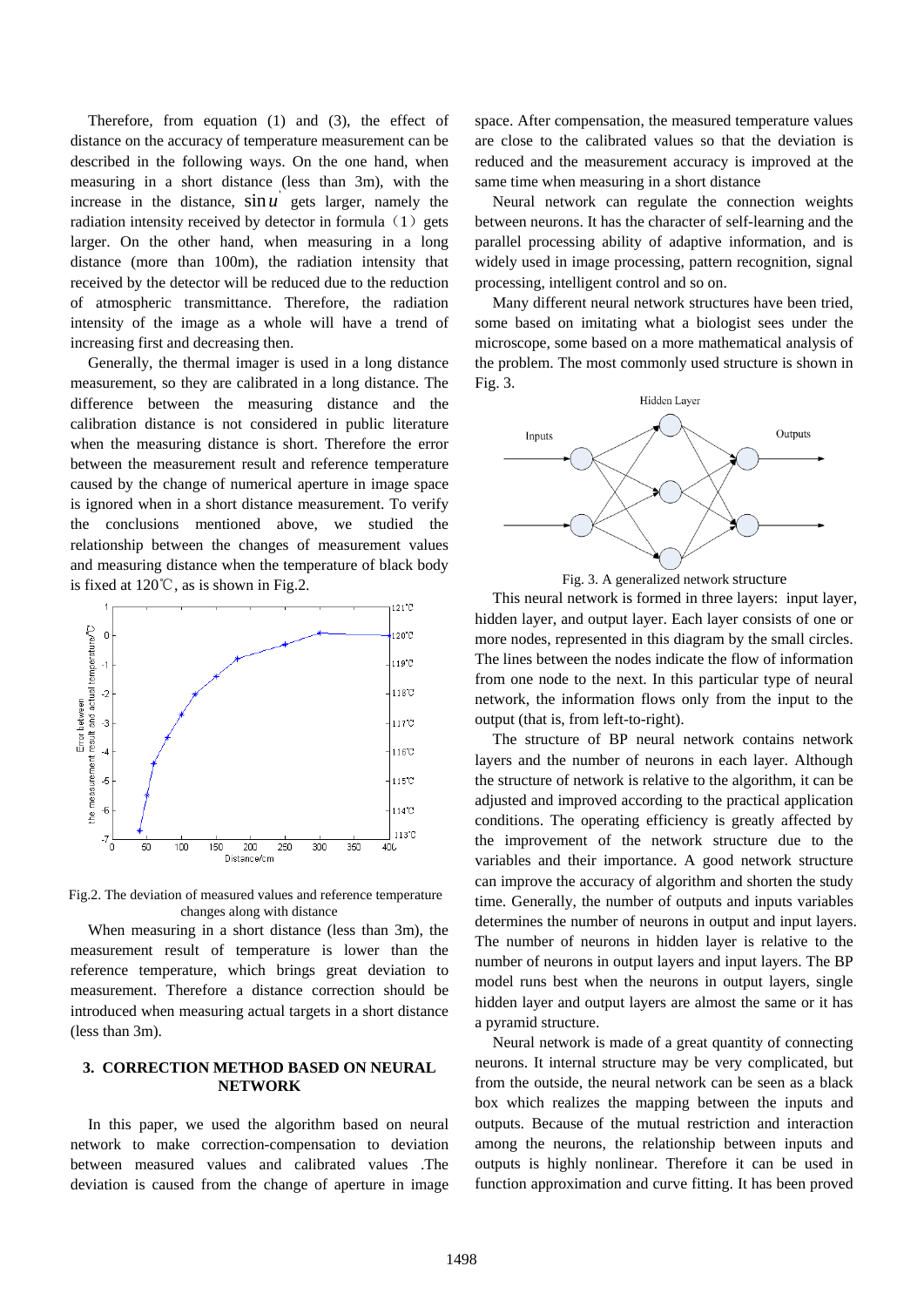Therefore, from equation (1) and (3), the effect of distance on the accuracy of temperature measurement can be described in the following ways. On the one hand, when measuring in a short distance (less than 3m), with the increase in the distance, $\sin u'$ gets larger, namely the radiation intensity received by detector in formula（1）gets larger. On the other hand, when measuring in a long distance (more than 100m), the radiation intensity that received by the detector will be reduced due to the reduction of atmospheric transmittance. Therefore, the radiation intensity of the image as a whole will have a trend of increasing first and decreasing then.

Generally, the thermal imager is used in a long distance measurement, so they are calibrated in a long distance. The difference between the measuring distance and the calibration distance is not considered in public literature when the measuring distance is short. Therefore the error between the measurement result and reference temperature caused by the change of numerical aperture in image space is ignored when in a short distance measurement. To verify the conclusions mentioned above, we studied the relationship between the changes of measurement values and measuring distance when the temperature of black body is fixed at 120℃, as is shown in Fig.2.

Fig.2. The deviation of measured values and reference temperature changes along with distance

When measuring in a short distance (less than 3m), the measurement result of temperature is lower than the reference temperature, which brings great deviation to measurement. Therefore a distance correction should be introduced when measuring actual targets in a short distance (less than 3m).

## 3. CORRECTION METHOD BASED ON NEURAL NETWORK

In this paper, we used the algorithm based on neural network to make correction-compensation to deviation between measured values and calibrated values .The deviation is caused from the change of aperture in image space. After compensation, the measured temperature values are close to the calibrated values so that the deviation is reduced and the measurement accuracy is improved at the same time when measuring in a short distance

Neural network can regulate the connection weights between neurons. It has the character of self-learning and the parallel processing ability of adaptive information, and is widely used in image processing, pattern recognition, signal processing, intelligent control and so on.

Many different neural network structures have been tried, some based on imitating what a biologist sees under the microscope, some based on a more mathematical analysis of the problem. The most commonly used structure is shown in Fig. 3.

Fig. 3. A generalized network structure

This neural network is formed in three layers: input layer, hidden layer, and output layer. Each layer consists of one or more nodes, represented in this diagram by the small circles. The lines between the nodes indicate the flow of information from one node to the next. In this particular type of neural network, the information flows only from the input to the output (that is, from left-to-right).

The structure of BP neural network contains network layers and the number of neurons in each layer. Although the structure of network is relative to the algorithm, it can be adjusted and improved according to the practical application conditions. The operating efficiency is greatly affected by the improvement of the network structure due to the variables and their importance. A good network structure can improve the accuracy of algorithm and shorten the study time. Generally, the number of outputs and inputs variables determines the number of neurons in output and input layers. The number of neurons in hidden layer is relative to the number of neurons in output layers and input layers. The BP model runs best when the neurons in output layers, single hidden layer and output layer are almost the same or it has a pyramid structure.

Neural network is made of a great quantity of connecting neurons. It internal structure may be very complicated, but from the outside, the neural network can be seen as a black box which realizes the mapping between the inputs and outputs. Because of the mutual restriction and interaction among the neurons, the relationship between inputs and outputs is highly nonlinear. Therefore it can be used in function approximation and curve fitting. It has been proved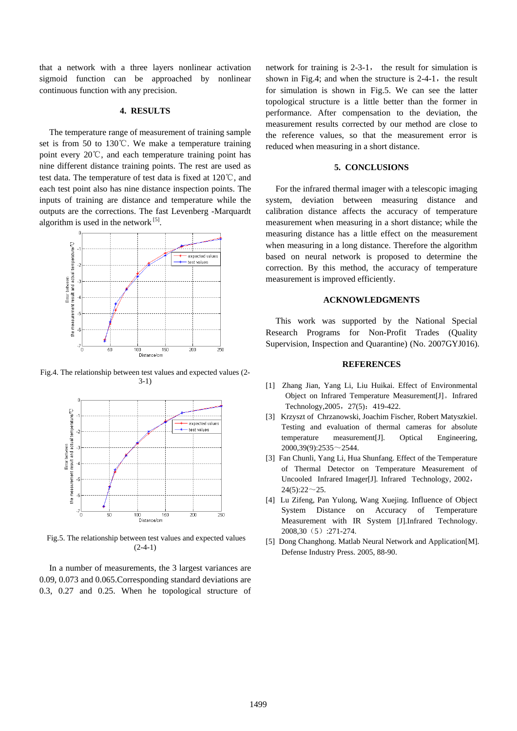that a network with a three layers nonlinear activation sigmoid function can be approached by nonlinear continuous function with any precision.

## 4. RESULTS

The temperature range of measurement of training sample set is from 50 to 130℃. We make a temperature training point every 20℃, and each temperature training point has nine different distance training points. The rest are used as test data. The temperature of test data is fixed at 120℃, and each test point also has nine distance inspection points. The inputs of training are distance and temperature while the outputs are the corrections. The fast Levenberg -Marquardt algorithm is used in the network [5].

0
-1
-2
-3
-4
-5
-6
-7
0 50 100 150 200 250
Distance/cm
Error between the measurement result and actual temperature/℃
expected values
test values

Fig.4. The relationship between test values and expected values (2-3-1)

0
-1
-2
-3
-4
-5
-6
-7
0 50 100 150 200 250
Distance/cm
Error between the measurement result and actual temperature/℃
expected values
test values

Fig.5. The relationship between test values and expected values (2-4-1)

In a number of measurements, the 3 largest variances are 0.09, 0.073 and 0.065.Corresponding standard deviations are 0.3, 0.27 and 0.25. When he topological structure of network for training is 2-3-1， the result for simulation is shown in Fig.4; and when the structure is 2-4-1，the result for simulation is shown in Fig.5. We can see the latter topological structure is a little better than the former in performance. After compensation to the deviation, the measurement results corrected by our method are close to the reference values, so that the measurement error is reduced when measuring in a short distance.

## 5. CONCLUSIONS

For the infrared thermal imager with a telescopic imaging system, deviation between measuring distance and calibration distance affects the accuracy of temperature measurement when measuring in a short distance; while the measuring distance has a little effect on the measurement when measuring in a long distance. Therefore the algorithm based on neural network is proposed to determine the correction. By this method, the accuracy of temperature measurement is improved efficiently.

## ACKNOWLEDGMENTS

This work was supported by the National Special Research Programs for Non-Profit Trades (Quality Supervision, Inspection and Quarantine) (No. 2007GYJ016).

## REFERENCES

[1] Zhang Jian, Yang Li, Liu Huikai. Effect of Environmental Object on Infrared Temperature Measurement[J]。Infrared Technology,2005，27(5)：419-422.

[3] Krzyszt of Chrzanowski, Joachim Fischer, Robert Matyszkiel. Testing and evaluation of thermal cameras for absolute temperature measurement[J]. Optical Engineering, 2000,39(9):2535～2544.

[3] Fan Chunli, Yang Li, Hua Shunfang. Effect of the Temperature of Thermal Detector on Temperature Measurement of Uncooled Infrared Imager[J]. Infrared Technology, 2002，24(5):22～25.

[4] Lu Zifeng, Pan Yulong, Wang Xuejing. Influence of Object System Distance on Accuracy of Temperature Measurement with IR System [J].Infrared Technology. 2008,30（5）:271-274.

[5] Dong Changhong. Matlab Neural Network and Application[M]. Defense Industry Press. 2005, 88-90.